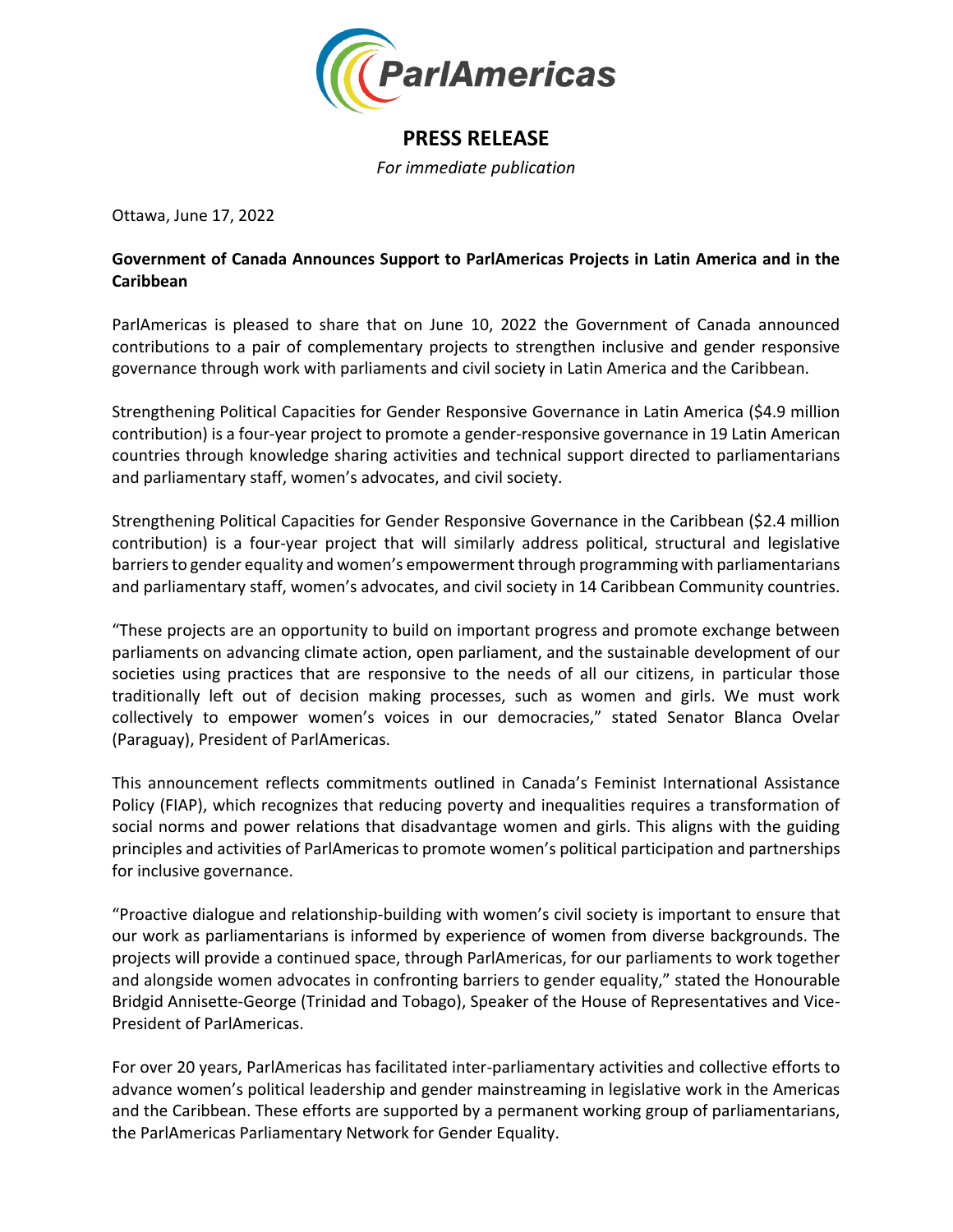ParlAmericas

# PRESS RELEASE

*For immediate publication*

Ottawa, June 17, 2022

**Government of Canada Announces Support to ParlAmericas Projects in Latin America and in the Caribbean**

ParlAmericas is pleased to share that on June 10, 2022 the Government of Canada announced contributions to a pair of complementary projects to strengthen inclusive and gender responsive governance through work with parliaments and civil society in Latin America and the Caribbean.

Strengthening Political Capacities for Gender Responsive Governance in Latin America ($4.9 million contribution) is a four-year project to promote a gender-responsive governance in 19 Latin American countries through knowledge sharing activities and technical support directed to parliamentarians and parliamentary staff, women's advocates, and civil society.

Strengthening Political Capacities for Gender Responsive Governance in the Caribbean ($2.4 million contribution) is a four-year project that will similarly address political, structural and legislative barriers to gender equality and women's empowerment through programming with parliamentarians and parliamentary staff, women's advocates, and civil society in 14 Caribbean Community countries.

"These projects are an opportunity to build on important progress and promote exchange between parliaments on advancing climate action, open parliament, and the sustainable development of our societies using practices that are responsive to the needs of all our citizens, in particular those traditionally left out of decision making processes, such as women and girls. We must work collectively to empower women's voices in our democracies," stated Senator Blanca Ovelar (Paraguay), President of ParlAmericas.

This announcement reflects commitments outlined in Canada's Feminist International Assistance Policy (FIAP), which recognizes that reducing poverty and inequalities requires a transformation of social norms and power relations that disadvantage women and girls. This aligns with the guiding principles and activities of ParlAmericas to promote women's political participation and partnerships for inclusive governance.

"Proactive dialogue and relationship-building with women's civil society is important to ensure that our work as parliamentarians is informed by experience of women from diverse backgrounds. The projects will provide a continued space, through ParlAmericas, for our parliaments to work together and alongside women advocates in confronting barriers to gender equality," stated the Honourable Bridgid Annisette-George (Trinidad and Tobago), Speaker of the House of Representatives and Vice-President of ParlAmericas.

For over 20 years, ParlAmericas has facilitated inter-parliamentary activities and collective efforts to advance women's political leadership and gender mainstreaming in legislative work in the Americas and the Caribbean. These efforts are supported by a permanent working group of parliamentarians, the ParlAmericas Parliamentary Network for Gender Equality.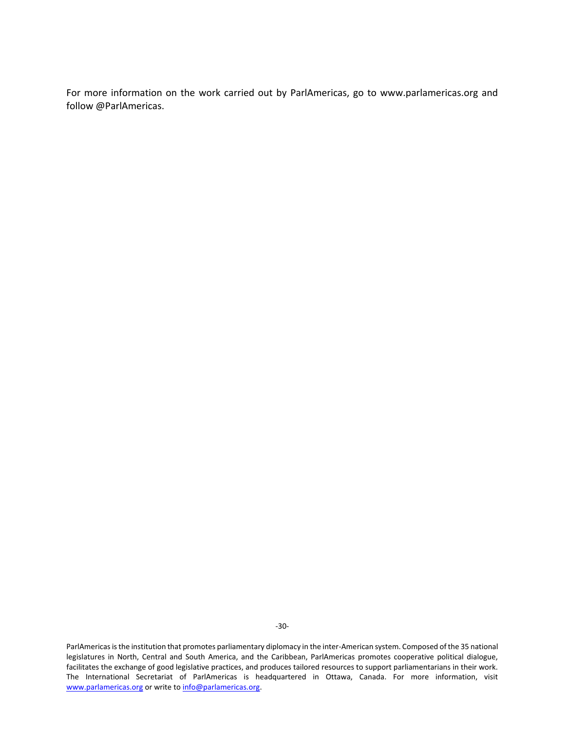For more information on the work carried out by ParlAmericas, go to www.parlamericas.org and follow @ParlAmericas.

-30-

ParlAmericas is the institution that promotes parliamentary diplomacy in the inter-American system. Composed of the 35 national legislatures in North, Central and South America, and the Caribbean, ParlAmericas promotes cooperative political dialogue, facilitates the exchange of good legislative practices, and produces tailored resources to support parliamentarians in their work. The International Secretariat of ParlAmericas is headquartered in Ottawa, Canada. For more information, visit [www.parlamericas.org](http://www.parlamericas.org) or write to [info@parlamericas.org](mailto:info@parlamericas.org).